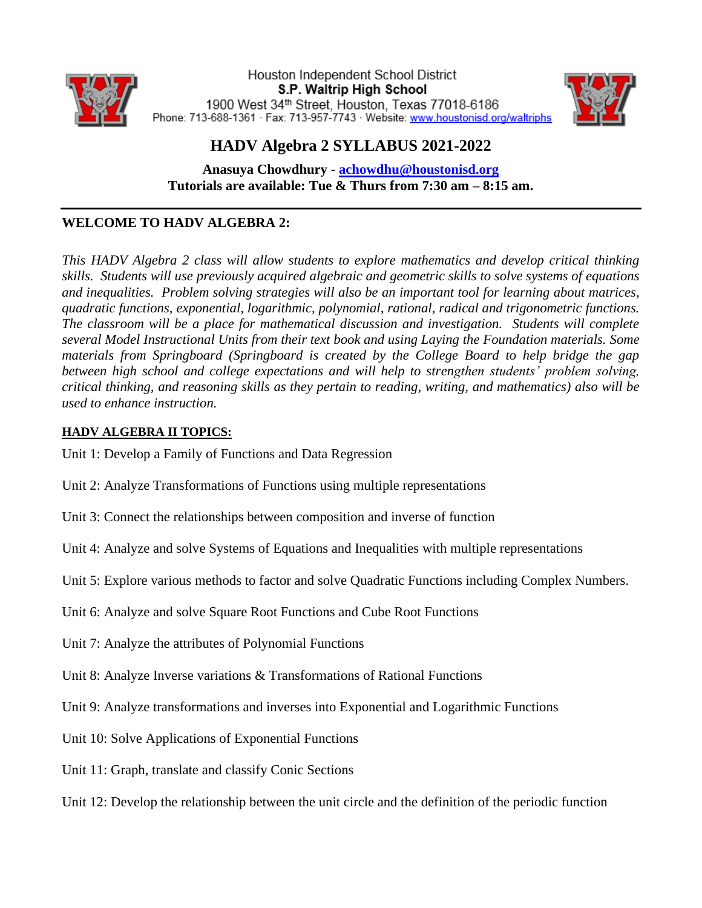Houston Independent School District
**S.P. Waltrip High School**
1900 West 34th Street, Houston, Texas 77018-6186
Phone: 713-688-1361 · Fax: 713-957-7743 · Website: www.houstonisd.org/waltriphs

# HADV Algebra 2 SYLLABUS 2021-2022

**Anasuya Chowdhury - achowdhu@houstonisd.org**
**Tutorials are available: Tue & Thurs from 7:30 am – 8:15 am.**

---

## WELCOME TO HADV ALGEBRA 2:

*This HADV Algebra 2 class will allow students to explore mathematics and develop critical thinking skills. Students will use previously acquired algebraic and geometric skills to solve systems of equations and inequalities. Problem solving strategies will also be an important tool for learning about matrices, quadratic functions, exponential, logarithmic, polynomial, rational, radical and trigonometric functions. The classroom will be a place for mathematical discussion and investigation. Students will complete several Model Instructional Units from their text book and using Laying the Foundation materials. Some materials from Springboard (Springboard is created by the College Board to help bridge the gap between high school and college expectations and will help to strengthen students' problem solving, critical thinking, and reasoning skills as they pertain to reading, writing, and mathematics) also will be used to enhance instruction.*

### HADV ALGEBRA II TOPICS:

Unit 1: Develop a Family of Functions and Data Regression

Unit 2: Analyze Transformations of Functions using multiple representations

Unit 3: Connect the relationships between composition and inverse of function

Unit 4: Analyze and solve Systems of Equations and Inequalities with multiple representations

Unit 5: Explore various methods to factor and solve Quadratic Functions including Complex Numbers.

Unit 6: Analyze and solve Square Root Functions and Cube Root Functions

Unit 7: Analyze the attributes of Polynomial Functions

Unit 8: Analyze Inverse variations & Transformations of Rational Functions

Unit 9: Analyze transformations and inverses into Exponential and Logarithmic Functions

Unit 10: Solve Applications of Exponential Functions

Unit 11: Graph, translate and classify Conic Sections

Unit 12: Develop the relationship between the unit circle and the definition of the periodic function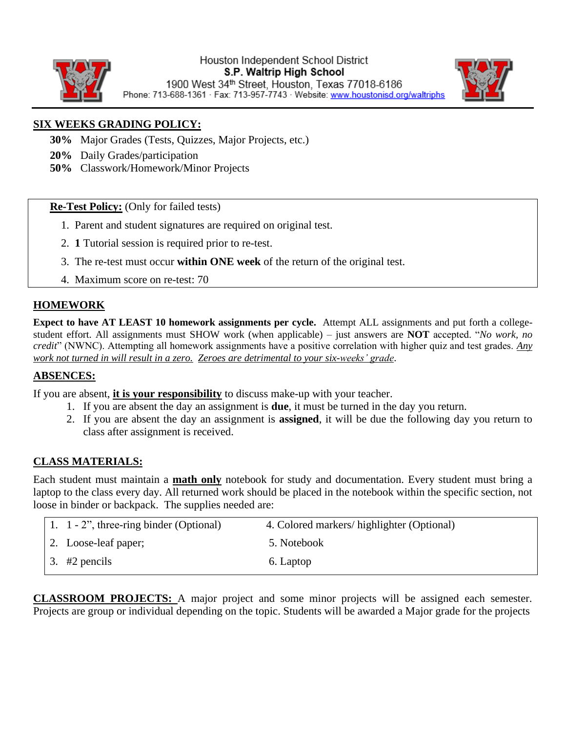Houston Independent School District
**S.P. Waltrip High School**
1900 West 34th Street, Houston, Texas 77018-6186
Phone: 713-688-1361 · Fax: 713-957-7743 · Website: www.houstonisd.org/waltriphs

## SIX WEEKS GRADING POLICY:

- **30%** Major Grades (Tests, Quizzes, Major Projects, etc.)
- **20%** Daily Grades/participation
- **50%** Classwork/Homework/Minor Projects

**Re-Test Policy:** (Only for failed tests)

1. Parent and student signatures are required on original test.
2. **1** Tutorial session is required prior to re-test.
3. The re-test must occur **within ONE week** of the return of the original test.
4. Maximum score on re-test: 70

## HOMEWORK

**Expect to have AT LEAST 10 homework assignments per cycle.** Attempt ALL assignments and put forth a college-student effort. All assignments must SHOW work (when applicable) – just answers are **NOT** accepted. "*No work, no credit*" (NWNC). Attempting all homework assignments have a positive correlation with higher quiz and test grades. *Any work not turned in will result in a zero. Zeroes are detrimental to your six-weeks' grade*.

## ABSENCES:

If you are absent, **it is your responsibility** to discuss make-up with your teacher.

1. If you are absent the day an assignment is **due**, it must be turned in the day you return.
2. If you are absent the day an assignment is **assigned**, it will be due the following day you return to class after assignment is received.

## CLASS MATERIALS:

Each student must maintain a **math only** notebook for study and documentation. Every student must bring a laptop to the class every day. All returned work should be placed in the notebook within the specific section, not loose in binder or backpack. The supplies needed are:

| | |
|---|---|
| 1. 1 - 2", three-ring binder (Optional) | 4. Colored markers/ highlighter (Optional) |
| 2. Loose-leaf paper; | 5. Notebook |
| 3. #2 pencils | 6. Laptop |

**CLASSROOM PROJECTS:** A major project and some minor projects will be assigned each semester. Projects are group or individual depending on the topic. Students will be awarded a Major grade for the projects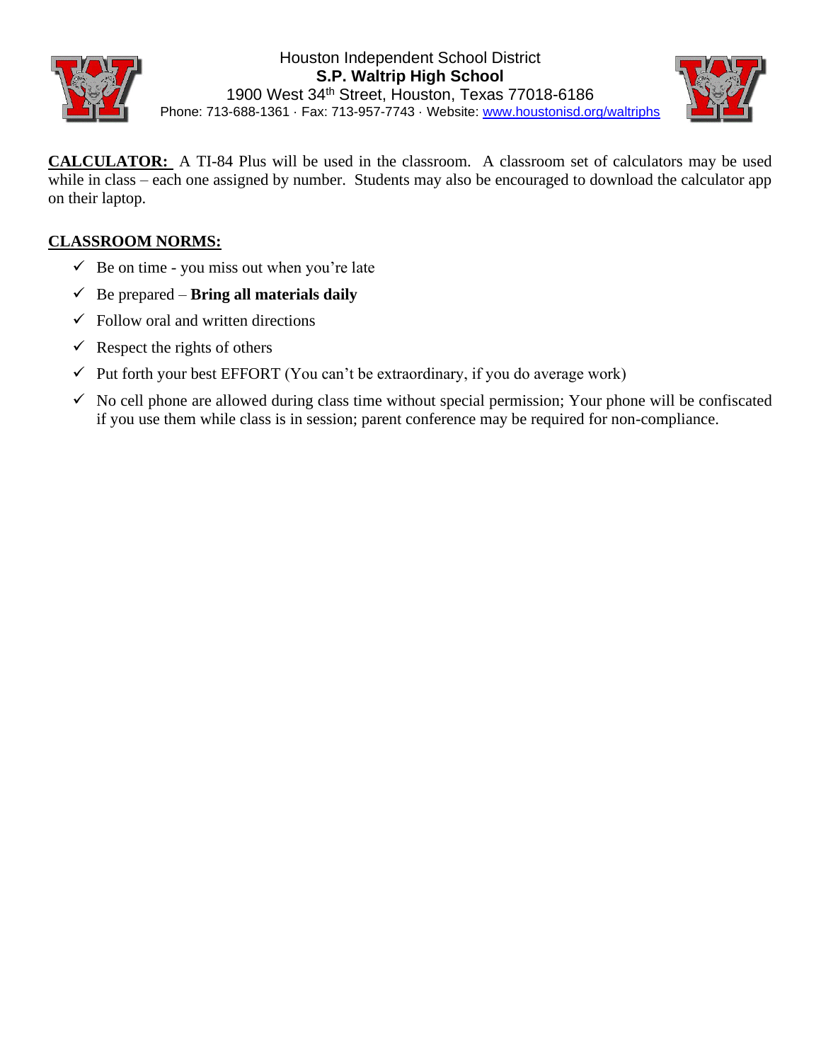**CALCULATOR:** A TI-84 Plus will be used in the classroom. A classroom set of calculators may be used while in class – each one assigned by number. Students may also be encouraged to download the calculator app on their laptop.

## CLASSROOM NORMS:

- ✓ Be on time - you miss out when you're late
- ✓ Be prepared – **Bring all materials daily**
- ✓ Follow oral and written directions
- ✓ Respect the rights of others
- ✓ Put forth your best EFFORT (You can't be extraordinary, if you do average work)
- ✓ No cell phone are allowed during class time without special permission; Your phone will be confiscated if you use them while class is in session; parent conference may be required for non-compliance.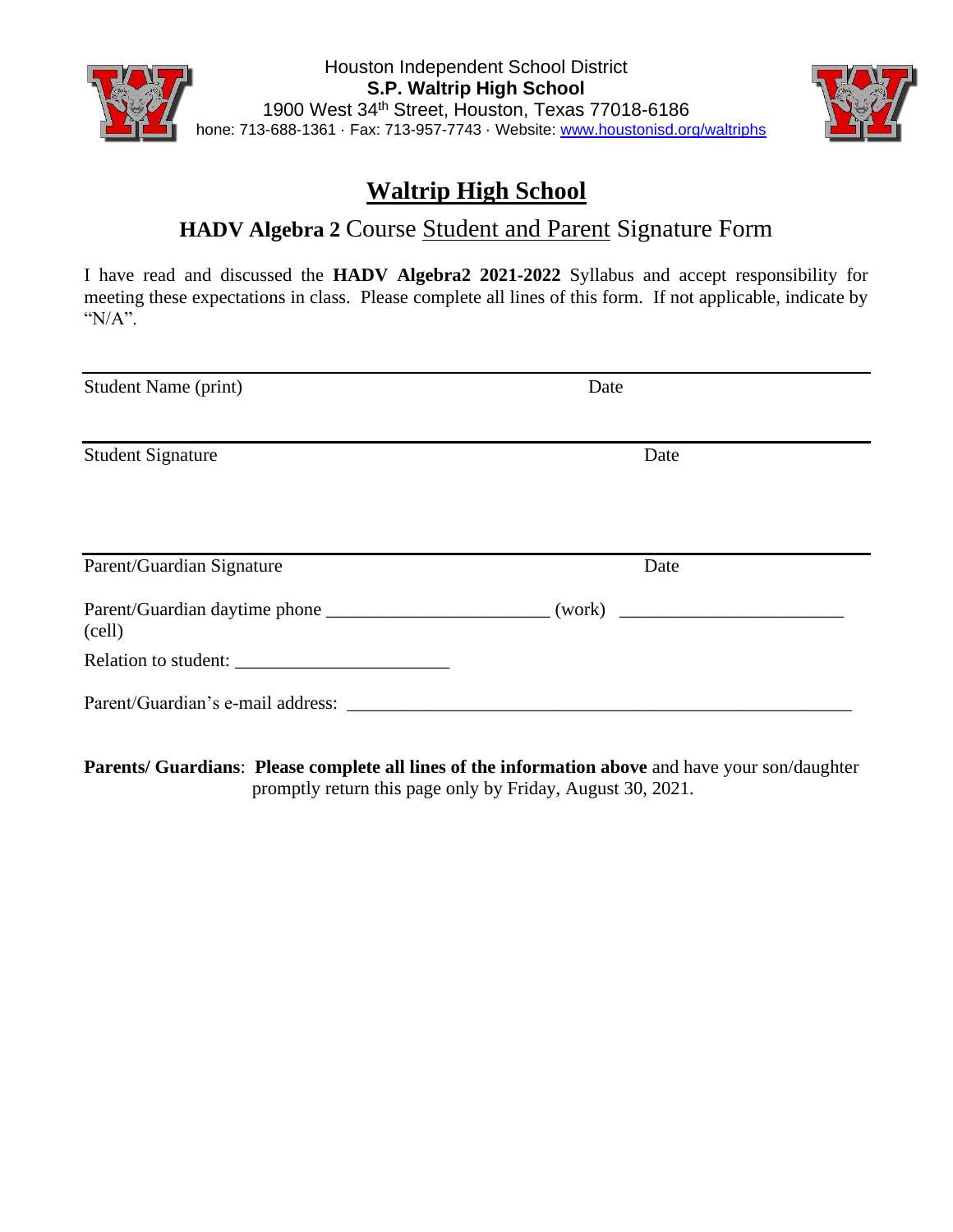Houston Independent School District
**S.P. Waltrip High School**
1900 West 34th Street, Houston, Texas 77018-6186
hone: 713-688-1361 · Fax: 713-957-7743 · Website: [www.houstonisd.org/waltriphs](www.houstonisd.org/waltriphs)

# Waltrip High School

## HADV Algebra 2 Course Student and Parent Signature Form

I have read and discussed the **HADV Algebra2 2021-2022** Syllabus and accept responsibility for meeting these expectations in class. Please complete all lines of this form. If not applicable, indicate by "N/A".

_______________________________________________________________________________

Student Name (print) Date

_______________________________________________________________________________

Student Signature Date

_______________________________________________________________________________

Parent/Guardian Signature Date

Parent/Guardian daytime phone ________________________ (work) ________________________ (cell)

Relation to student: _______________________

Parent/Guardian's e-mail address: _______________________________________________________

**Parents/ Guardians**: **Please complete all lines of the information above** and have your son/daughter promptly return this page only by Friday, August 30, 2021.